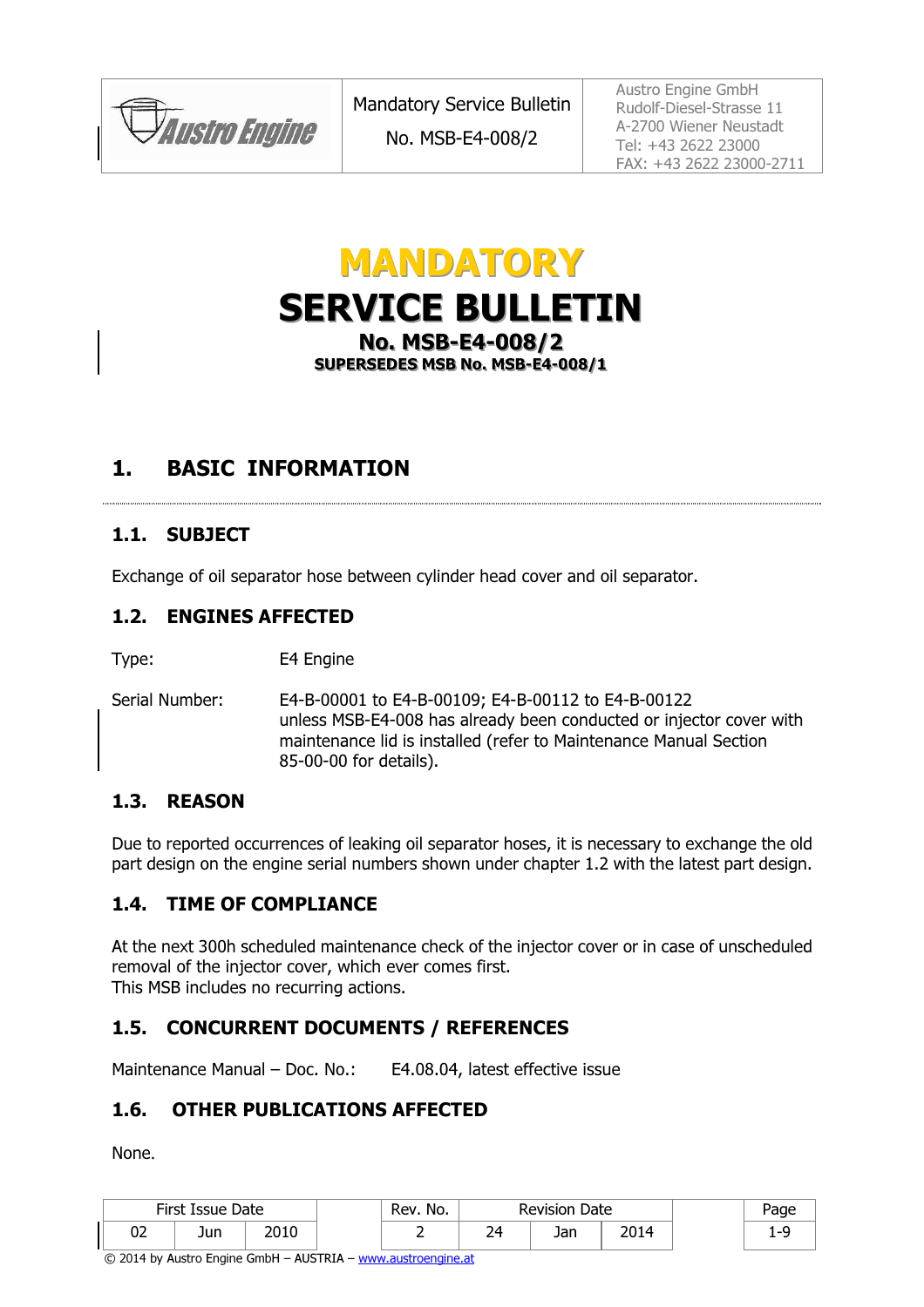| Austro Engine | Mandatory Service Bulletin<br>No. MSB-E4-008/2 | Austro Engine GmbH<br>Rudolf-Diesel-Strasse 11<br>A-2700 Wiener Neustadt<br>Tel: +43 2622 23000<br>FAX: +43 2622 23000-2711 |
|---|---|---|

# MANDATORY
# SERVICE BULLETIN
## No. MSB-E4-008/2
### SUPERSEDES MSB No. MSB-E4-008/1

# 1. BASIC INFORMATION

## 1.1. SUBJECT

Exchange of oil separator hose between cylinder head cover and oil separator.

## 1.2. ENGINES AFFECTED

Type: E4 Engine

Serial Number: E4-B-00001 to E4-B-00109; E4-B-00112 to E4-B-00122 unless MSB-E4-008 has already been conducted or injector cover with maintenance lid is installed (refer to Maintenance Manual Section 85-00-00 for details).

## 1.3. REASON

Due to reported occurrences of leaking oil separator hoses, it is necessary to exchange the old part design on the engine serial numbers shown under chapter 1.2 with the latest part design.

## 1.4. TIME OF COMPLIANCE

At the next 300h scheduled maintenance check of the injector cover or in case of unscheduled removal of the injector cover, which ever comes first.
This MSB includes no recurring actions.

## 1.5. CONCURRENT DOCUMENTS / REFERENCES

Maintenance Manual – Doc. No.: E4.08.04, latest effective issue

## 1.6. OTHER PUBLICATIONS AFFECTED

None.

| First Issue Date | | | Rev. No. | Revision Date | | | Page |
|---|---|---|---|---|---|---|---|
| 02 | Jun | 2010 | 2 | 24 | Jan | 2014 | 1-9 |

© 2014 by Austro Engine GmbH – AUSTRIA – www.austroengine.at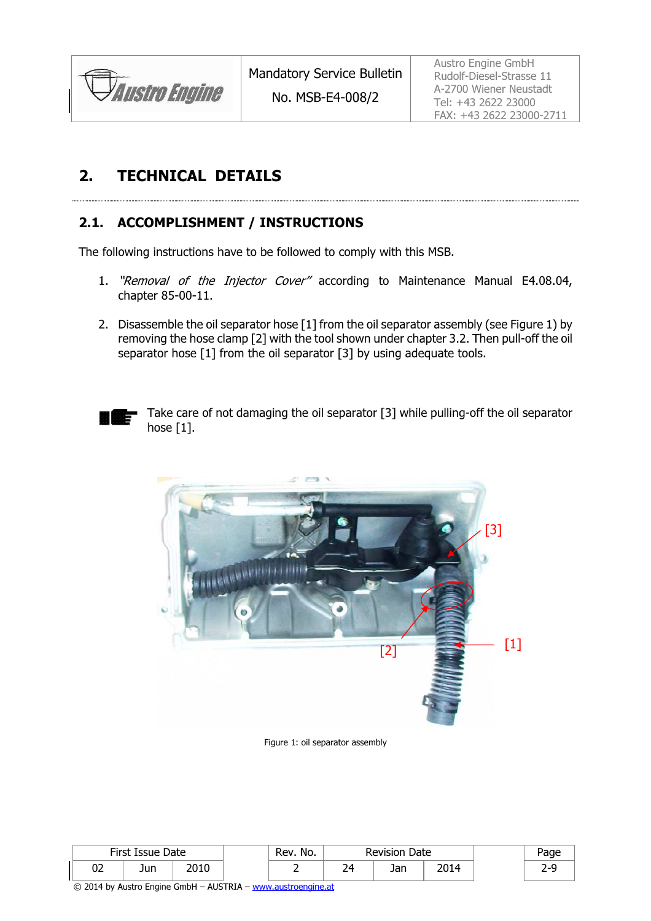## 2. TECHNICAL DETAILS

### 2.1. ACCOMPLISHMENT / INSTRUCTIONS

The following instructions have to be followed to comply with this MSB.

1. *"Removal of the Injector Cover"* according to Maintenance Manual E4.08.04, chapter 85-00-11.

2. Disassemble the oil separator hose [1] from the oil separator assembly (see Figure 1) by removing the hose clamp [2] with the tool shown under chapter 3.2. Then pull-off the oil separator hose [1] from the oil separator [3] by using adequate tools.

Take care of not damaging the oil separator [3] while pulling-off the oil separator hose [1].

[3]

[2]

[1]

Figure 1: oil separator assembly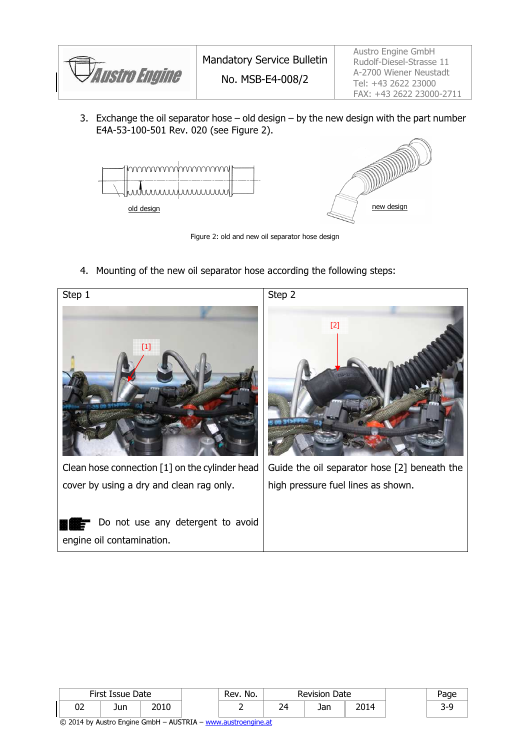3. Exchange the oil separator hose – old design – by the new design with the part number E4A-53-100-501 Rev. 020 (see Figure 2).

old design

new design

Figure 2: old and new oil separator hose design

4. Mounting of the new oil separator hose according the following steps:

| Step 1 | Step 2 |
|---|---|
| [1] | [2] |
| Clean hose connection [1] on the cylinder head cover by using a dry and clean rag only.<br><br>Do not use any detergent to avoid engine oil contamination. | Guide the oil separator hose [2] beneath the high pressure fuel lines as shown. |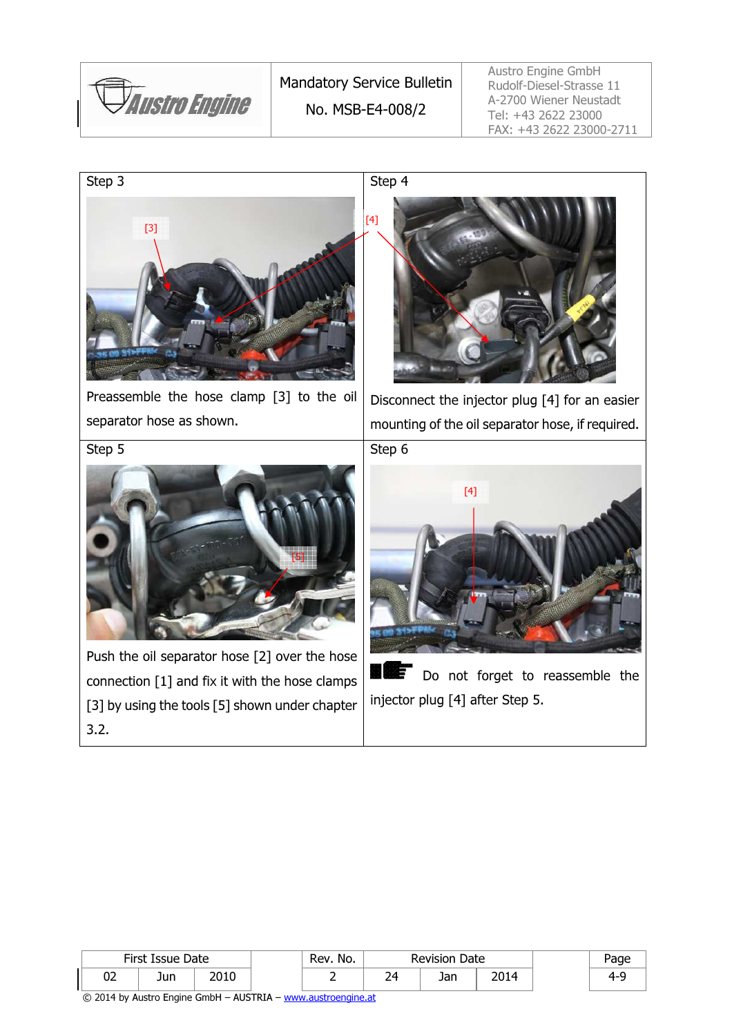| Step 3 | Step 4 |
|---|---|
| Preassemble the hose clamp [3] to the oil separator hose as shown. | Disconnect the injector plug [4] for an easier mounting of the oil separator hose, if required. |
| **Step 5** | **Step 6** |
| Push the oil separator hose [2] over the hose connection [1] and fix it with the hose clamps [3] by using the tools [5] shown under chapter 3.2. | Do not forget to reassemble the injector plug [4] after Step 5. |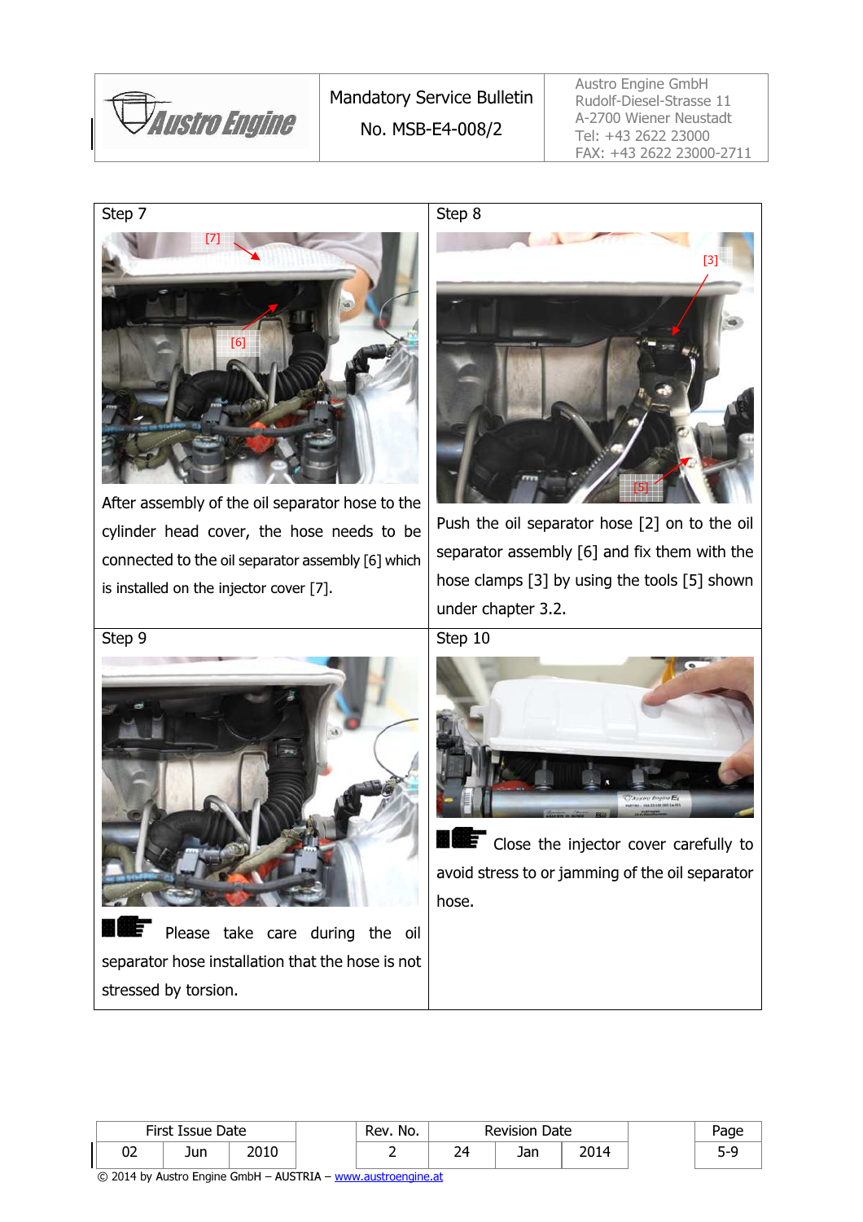| Step 7 | Step 8 |
| --- | --- |
| After assembly of the oil separator hose to the cylinder head cover, the hose needs to be connected to the oil separator assembly [6] which is installed on the injector cover [7]. | Push the oil separator hose [2] on to the oil separator assembly [6] and fix them with the hose clamps [3] by using the tools [5] shown under chapter 3.2. |
| **Step 9** | **Step 10** |
| Please take care during the oil separator hose installation that the hose is not stressed by torsion. | Close the injector cover carefully to avoid stress to or jamming of the oil separator hose. |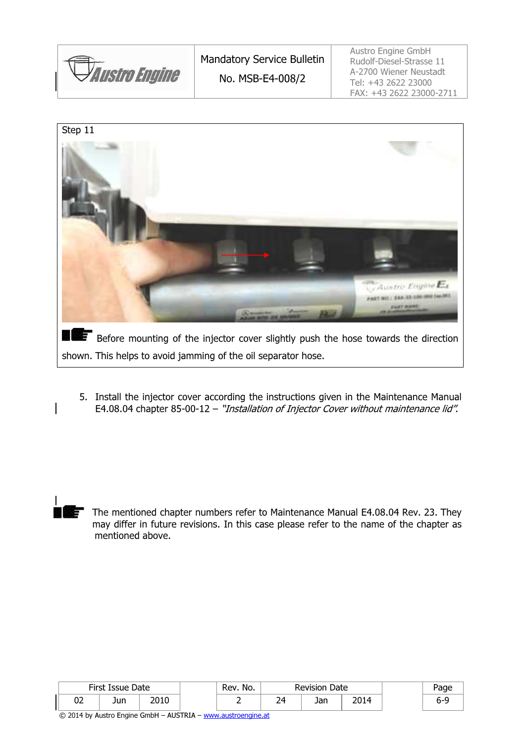Step 11

Before mounting of the injector cover slightly push the hose towards the direction shown. This helps to avoid jamming of the oil separator hose.

5. Install the injector cover according the instructions given in the Maintenance Manual E4.08.04 chapter 85-00-12 – *"Installation of Injector Cover without maintenance lid".*

The mentioned chapter numbers refer to Maintenance Manual E4.08.04 Rev. 23. They may differ in future revisions. In this case please refer to the name of the chapter as mentioned above.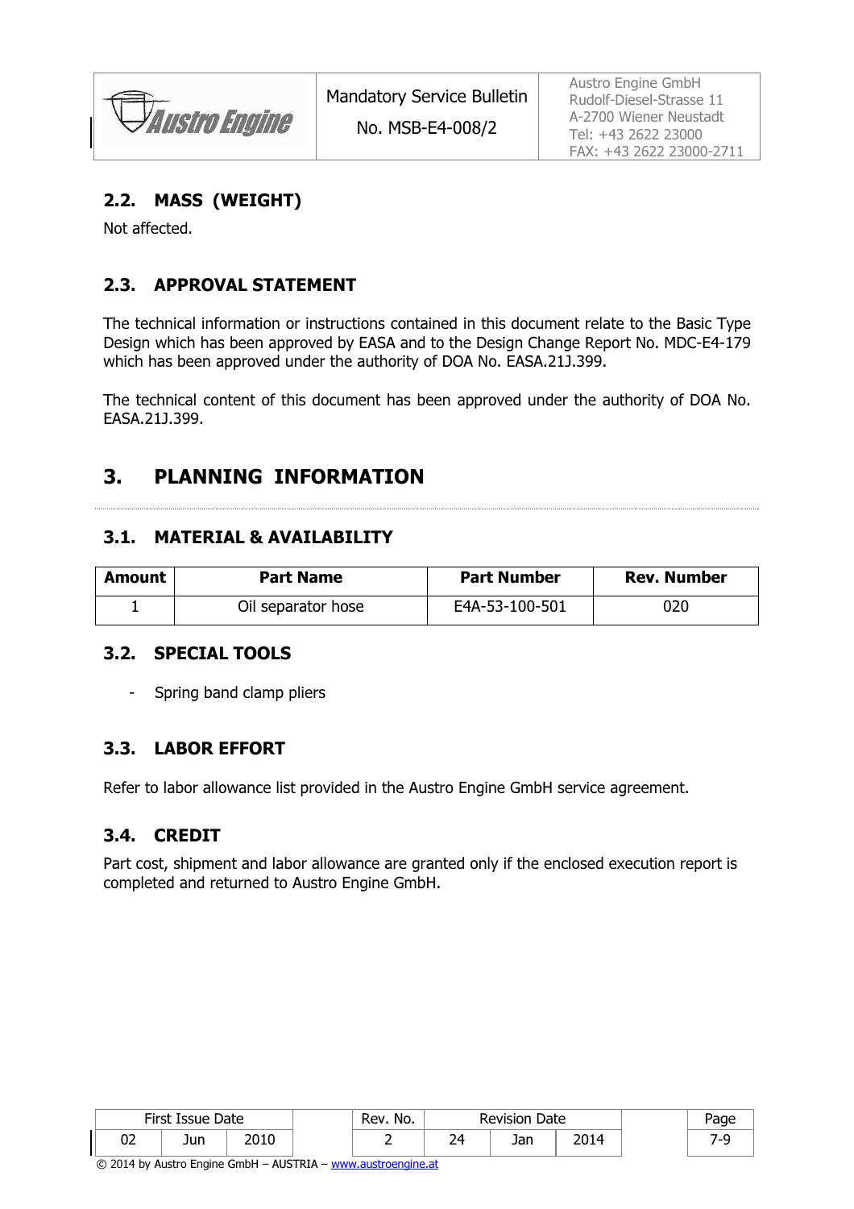### 2.2. MASS (WEIGHT)

Not affected.

### 2.3. APPROVAL STATEMENT

The technical information or instructions contained in this document relate to the Basic Type Design which has been approved by EASA and to the Design Change Report No. MDC-E4-179 which has been approved under the authority of DOA No. EASA.21J.399.

The technical content of this document has been approved under the authority of DOA No. EASA.21J.399.

## 3. PLANNING INFORMATION

### 3.1. MATERIAL & AVAILABILITY

| Amount | Part Name | Part Number | Rev. Number |
|---|---|---|---|
| 1 | Oil separator hose | E4A-53-100-501 | 020 |

### 3.2. SPECIAL TOOLS

- Spring band clamp pliers

### 3.3. LABOR EFFORT

Refer to labor allowance list provided in the Austro Engine GmbH service agreement.

### 3.4. CREDIT

Part cost, shipment and labor allowance are granted only if the enclosed execution report is completed and returned to Austro Engine GmbH.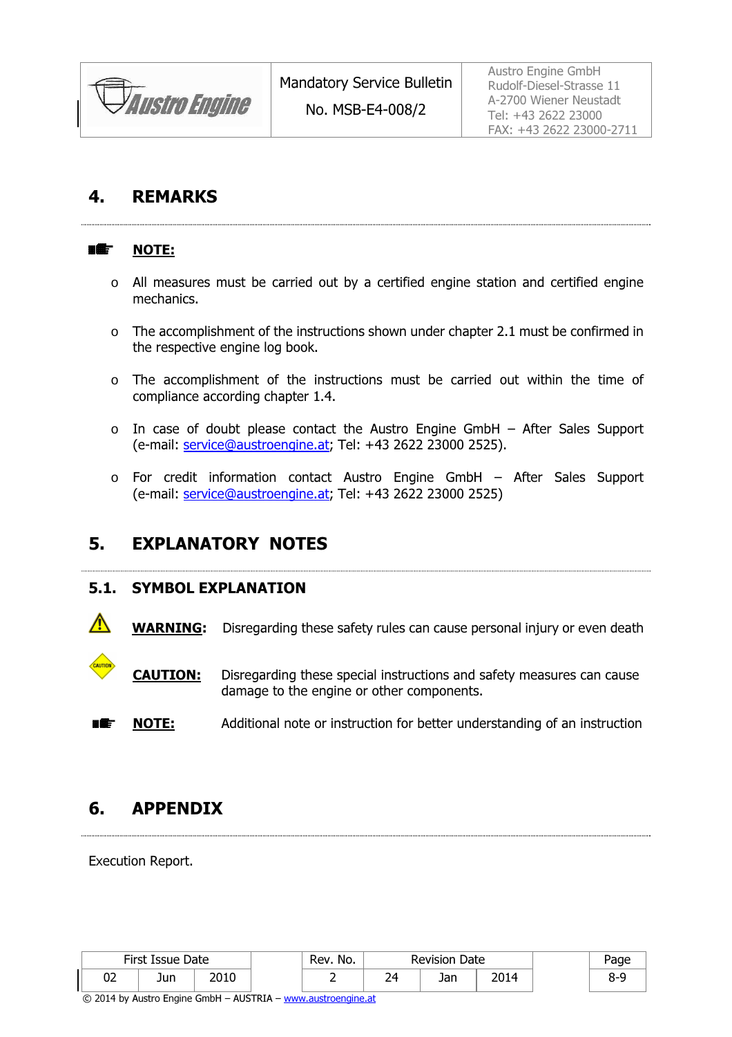## 4. REMARKS

**NOTE:**

- All measures must be carried out by a certified engine station and certified engine mechanics.
- The accomplishment of the instructions shown under chapter 2.1 must be confirmed in the respective engine log book.
- The accomplishment of the instructions must be carried out within the time of compliance according chapter 1.4.
- In case of doubt please contact the Austro Engine GmbH – After Sales Support (e-mail: service@austroengine.at; Tel: +43 2622 23000 2525).
- For credit information contact Austro Engine GmbH – After Sales Support (e-mail: service@austroengine.at; Tel: +43 2622 23000 2525)

## 5. EXPLANATORY NOTES

### 5.1. SYMBOL EXPLANATION

**WARNING:** Disregarding these safety rules can cause personal injury or even death

**CAUTION:** Disregarding these special instructions and safety measures can cause damage to the engine or other components.

**NOTE:** Additional note or instruction for better understanding of an instruction

## 6. APPENDIX

Execution Report.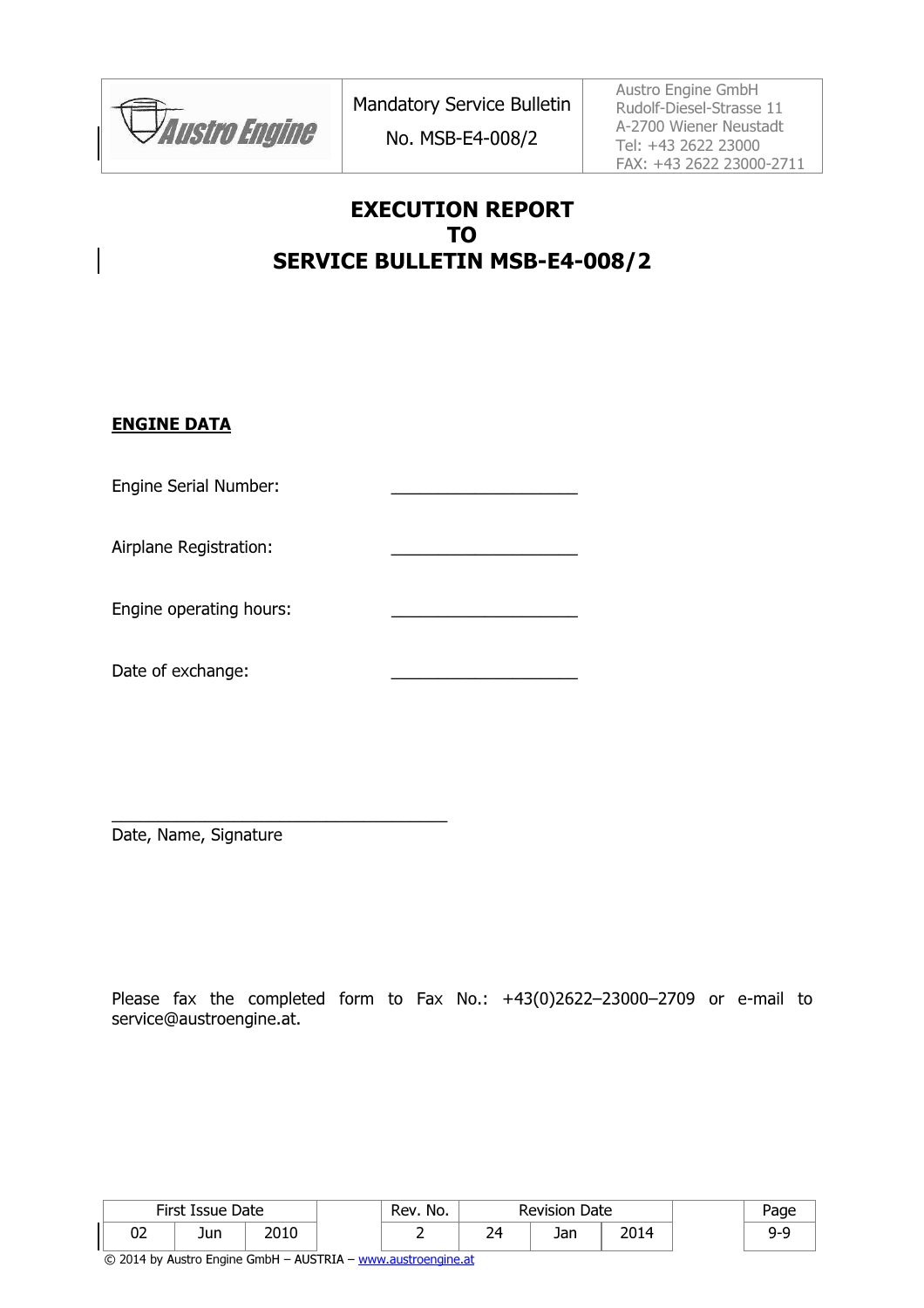# EXECUTION REPORT TO SERVICE BULLETIN MSB-E4-008/2

**ENGINE DATA**

Engine Serial Number: ____________________

Airplane Registration: ____________________

Engine operating hours: ____________________

Date of exchange: ____________________

____________________________________

Date, Name, Signature

Please fax the completed form to Fax No.: +43(0)2622–23000–2709 or e-mail to service@austroengine.at.